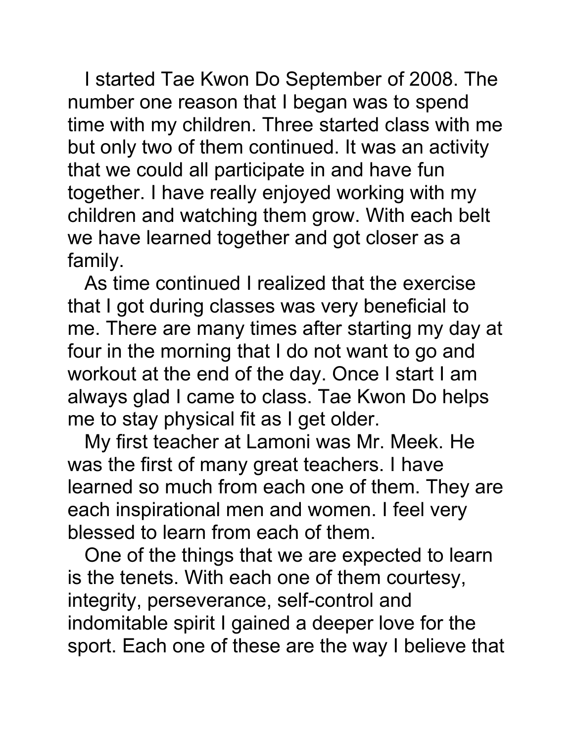I started Tae Kwon Do September of 2008. The number one reason that I began was to spend time with my children. Three started class with me but only two of them continued. It was an activity that we could all participate in and have fun together. I have really enjoyed working with my children and watching them grow. With each belt we have learned together and got closer as a family.

As time continued I realized that the exercise that I got during classes was very beneficial to me. There are many times after starting my day at four in the morning that I do not want to go and workout at the end of the day. Once I start I am always glad I came to class. Tae Kwon Do helps me to stay physical fit as I get older.

My first teacher at Lamoni was Mr. Meek. He was the first of many great teachers. I have learned so much from each one of them. They are each inspirational men and women. I feel very blessed to learn from each of them.

One of the things that we are expected to learn is the tenets. With each one of them courtesy, integrity, perseverance, self-control and indomitable spirit I gained a deeper love for the sport. Each one of these are the way I believe that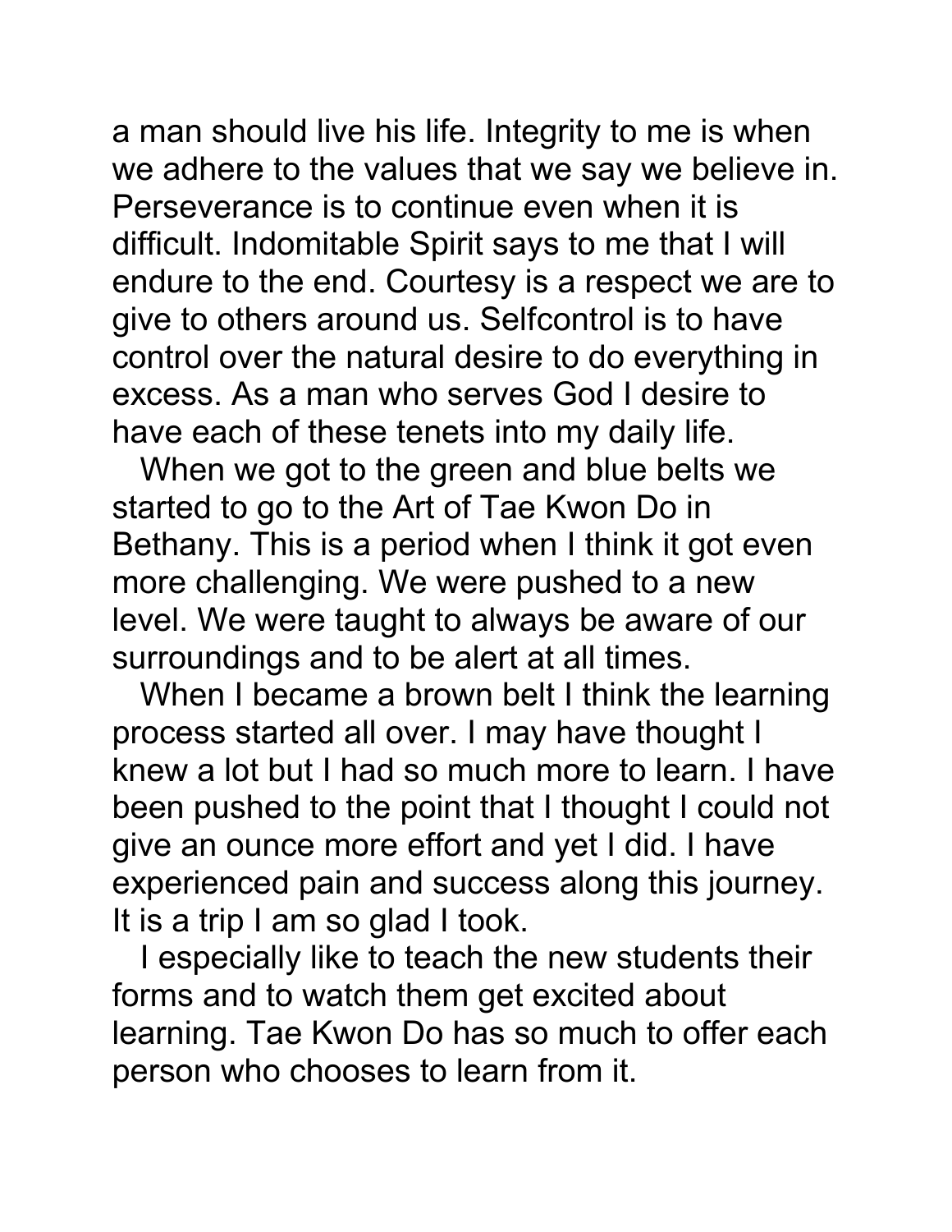a man should live his life. Integrity to me is when we adhere to the values that we say we believe in. Perseverance is to continue even when it is difficult. Indomitable Spirit says to me that I will endure to the end. Courtesy is a respect we are to give to others around us. Selfcontrol is to have control over the natural desire to do everything in excess. As a man who serves God I desire to have each of these tenets into my daily life.

When we got to the green and blue belts we started to go to the Art of Tae Kwon Do in Bethany. This is a period when I think it got even more challenging. We were pushed to a new level. We were taught to always be aware of our surroundings and to be alert at all times.

When I became a brown belt I think the learning process started all over. I may have thought I knew a lot but I had so much more to learn. I have been pushed to the point that I thought I could not give an ounce more effort and yet I did. I have experienced pain and success along this journey. It is a trip I am so glad I took.

I especially like to teach the new students their forms and to watch them get excited about learning. Tae Kwon Do has so much to offer each person who chooses to learn from it.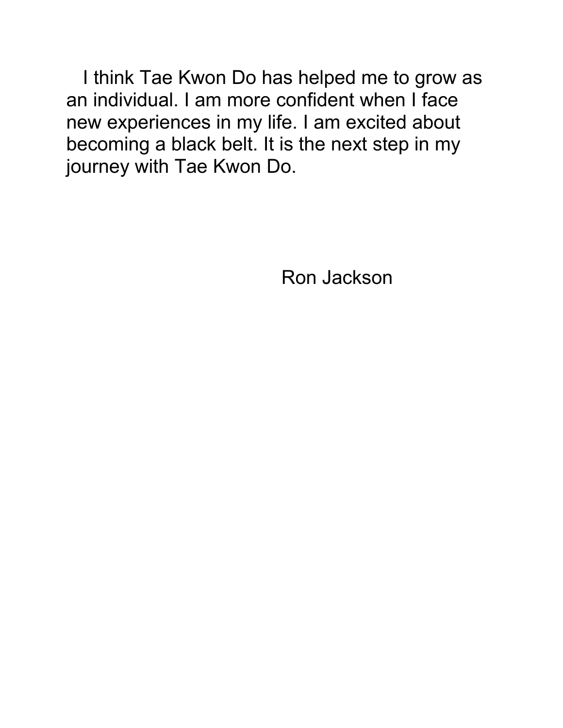I think Tae Kwon Do has helped me to grow as an individual. I am more confident when I face new experiences in my life. I am excited about becoming a black belt. It is the next step in my journey with Tae Kwon Do.

Ron Jackson